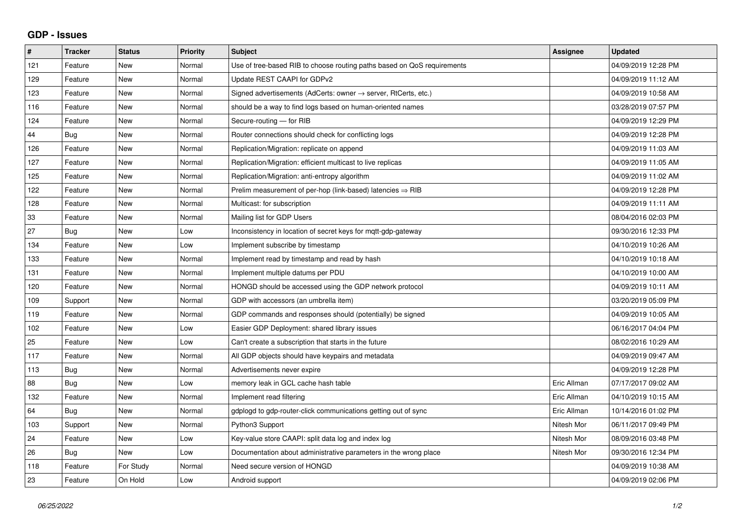## GDP - Issues

| # | Tracker | Status | Priority | Subject | Assignee | Updated |
|---|---|---|---|---|---|---|
| 121 | Feature | New | Normal | Use of tree-based RIB to choose routing paths based on QoS requirements | | 04/09/2019 12:28 PM |
| 129 | Feature | New | Normal | Update REST CAAPI for GDPv2 | | 04/09/2019 11:12 AM |
| 123 | Feature | New | Normal | Signed advertisements (AdCerts: owner → server, RtCerts, etc.) | | 04/09/2019 10:58 AM |
| 116 | Feature | New | Normal | should be a way to find logs based on human-oriented names | | 03/28/2019 07:57 PM |
| 124 | Feature | New | Normal | Secure-routing — for RIB | | 04/09/2019 12:29 PM |
| 44 | Bug | New | Normal | Router connections should check for conflicting logs | | 04/09/2019 12:28 PM |
| 126 | Feature | New | Normal | Replication/Migration: replicate on append | | 04/09/2019 11:03 AM |
| 127 | Feature | New | Normal | Replication/Migration: efficient multicast to live replicas | | 04/09/2019 11:05 AM |
| 125 | Feature | New | Normal | Replication/Migration: anti-entropy algorithm | | 04/09/2019 11:02 AM |
| 122 | Feature | New | Normal | Prelim measurement of per-hop (link-based) latencies ⇒ RIB | | 04/09/2019 12:28 PM |
| 128 | Feature | New | Normal | Multicast: for subscription | | 04/09/2019 11:11 AM |
| 33 | Feature | New | Normal | Mailing list for GDP Users | | 08/04/2016 02:03 PM |
| 27 | Bug | New | Low | Inconsistency in location of secret keys for mqtt-gdp-gateway | | 09/30/2016 12:33 PM |
| 134 | Feature | New | Low | Implement subscribe by timestamp | | 04/10/2019 10:26 AM |
| 133 | Feature | New | Normal | Implement read by timestamp and read by hash | | 04/10/2019 10:18 AM |
| 131 | Feature | New | Normal | Implement multiple datums per PDU | | 04/10/2019 10:00 AM |
| 120 | Feature | New | Normal | HONGD should be accessed using the GDP network protocol | | 04/09/2019 10:11 AM |
| 109 | Support | New | Normal | GDP with accessors (an umbrella item) | | 03/20/2019 05:09 PM |
| 119 | Feature | New | Normal | GDP commands and responses should (potentially) be signed | | 04/09/2019 10:05 AM |
| 102 | Feature | New | Low | Easier GDP Deployment: shared library issues | | 06/16/2017 04:04 PM |
| 25 | Feature | New | Low | Can't create a subscription that starts in the future | | 08/02/2016 10:29 AM |
| 117 | Feature | New | Normal | All GDP objects should have keypairs and metadata | | 04/09/2019 09:47 AM |
| 113 | Bug | New | Normal | Advertisements never expire | | 04/09/2019 12:28 PM |
| 88 | Bug | New | Low | memory leak in GCL cache hash table | Eric Allman | 07/17/2017 09:02 AM |
| 132 | Feature | New | Normal | Implement read filtering | Eric Allman | 04/10/2019 10:15 AM |
| 64 | Bug | New | Normal | gdplogd to gdp-router-click communications getting out of sync | Eric Allman | 10/14/2016 01:02 PM |
| 103 | Support | New | Normal | Python3 Support | Nitesh Mor | 06/11/2017 09:49 PM |
| 24 | Feature | New | Low | Key-value store CAAPI: split data log and index log | Nitesh Mor | 08/09/2016 03:48 PM |
| 26 | Bug | New | Low | Documentation about administrative parameters in the wrong place | Nitesh Mor | 09/30/2016 12:34 PM |
| 118 | Feature | For Study | Normal | Need secure version of HONGD | | 04/09/2019 10:38 AM |
| 23 | Feature | On Hold | Low | Android support | | 04/09/2019 02:06 PM |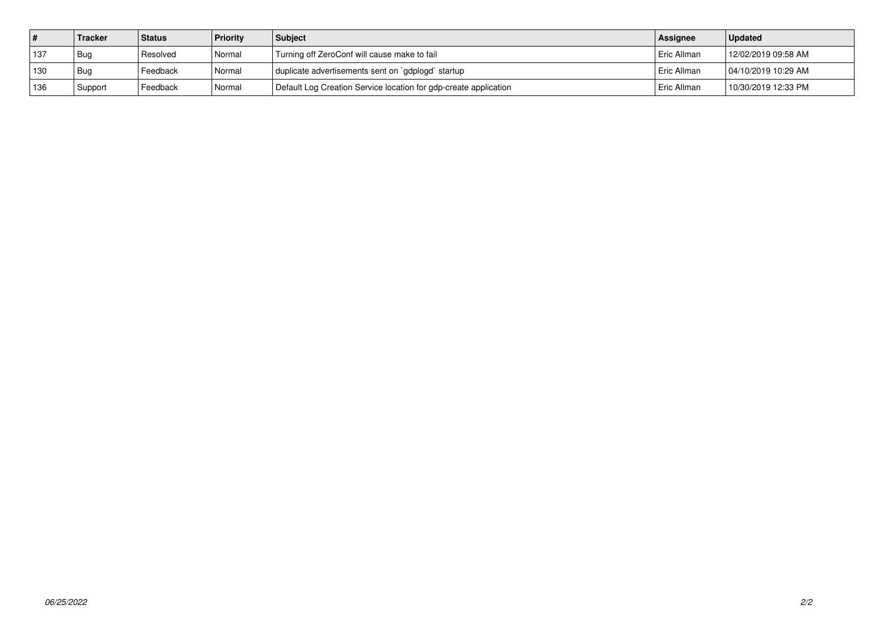| # | Tracker | Status | Priority | Subject | Assignee | Updated |
|---|---|---|---|---|---|---|
| 137 | Bug | Resolved | Normal | Turning off ZeroConf will cause make to fail | Eric Allman | 12/02/2019 09:58 AM |
| 130 | Bug | Feedback | Normal | duplicate advertisements sent on `gdplogd` startup | Eric Allman | 04/10/2019 10:29 AM |
| 136 | Support | Feedback | Normal | Default Log Creation Service location for gdp-create application | Eric Allman | 10/30/2019 12:33 PM |